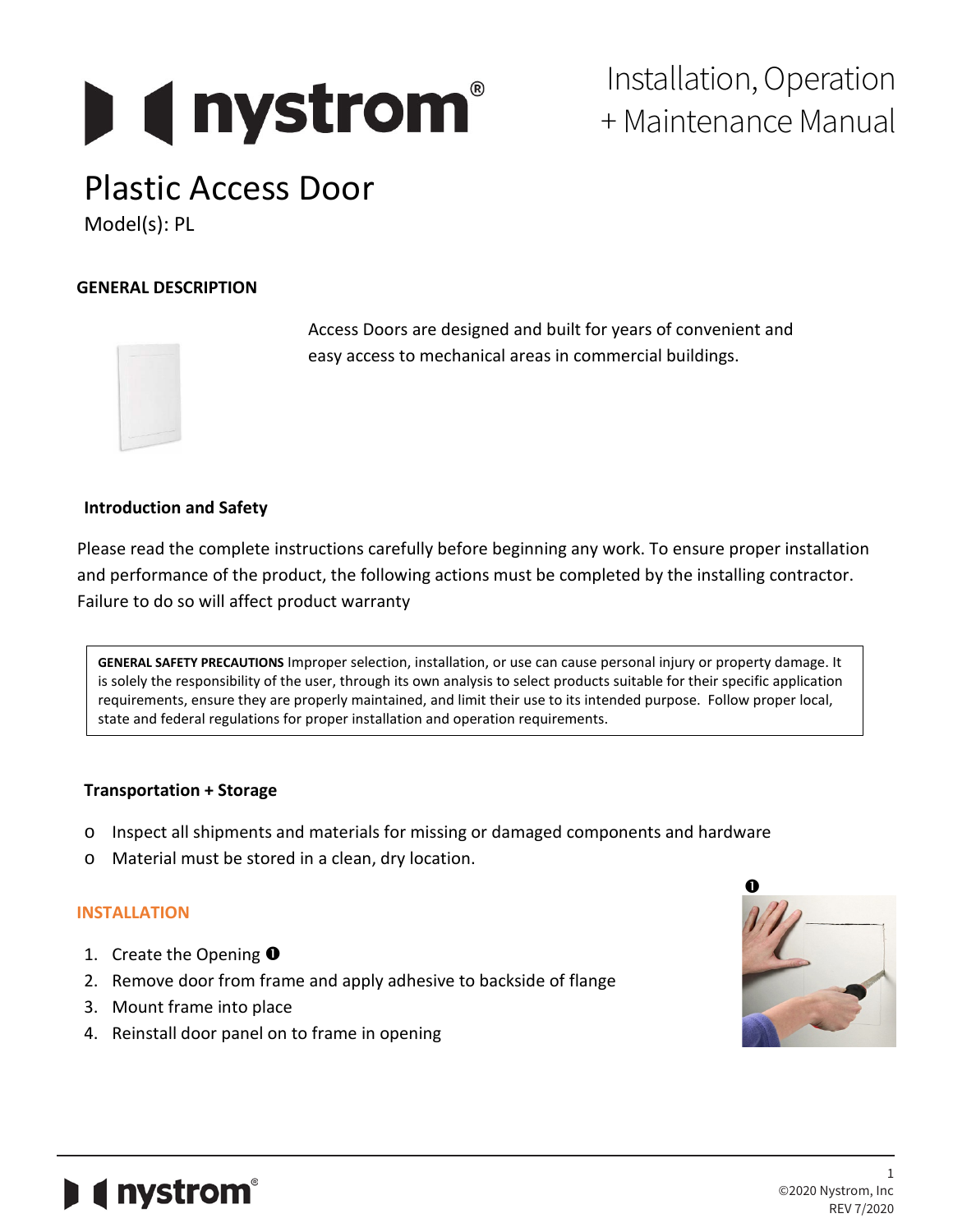# Installation, Operation + Maintenance Manual

## Plastic Access Door

Model(s): PL

### GENERAL DESCRIPTION

Access Doors are designed and built for years of convenient and easy access to mechanical areas in commercial buildings.

### Introduction and Safety

Please read the complete instructions carefully before beginning any work. To ensure proper installation and performance of the product, the following actions must be completed by the installing contractor. Failure to do so will affect product warranty

> **GENERAL SAFETY PRECAUTIONS** Improper selection, installation, or use can cause personal injury or property damage. It is solely the responsibility of the user, through its own analysis to select products suitable for their specific application requirements, ensure they are properly maintained, and limit their use to its intended purpose. Follow proper local, state and federal regulations for proper installation and operation requirements.

### Transportation + Storage

- Inspect all shipments and materials for missing or damaged components and hardware
- Material must be stored in a clean, dry location.

### INSTALLATION

1. Create the Opening ❶
2. Remove door from frame and apply adhesive to backside of flange
3. Mount frame into place
4. Reinstall door panel on to frame in opening

❶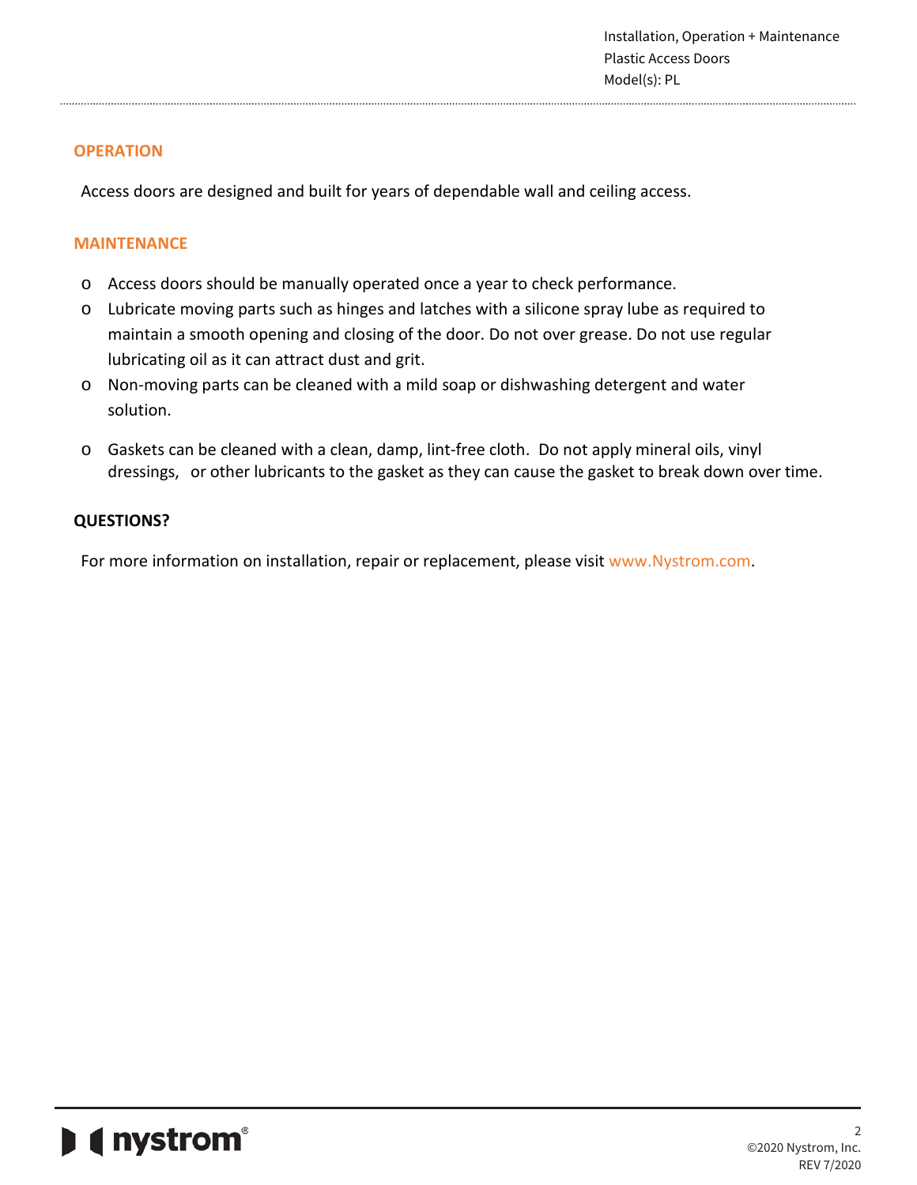## OPERATION

Access doors are designed and built for years of dependable wall and ceiling access.

## MAINTENANCE

- Access doors should be manually operated once a year to check performance.
- Lubricate moving parts such as hinges and latches with a silicone spray lube as required to maintain a smooth opening and closing of the door. Do not over grease. Do not use regular lubricating oil as it can attract dust and grit.
- Non-moving parts can be cleaned with a mild soap or dishwashing detergent and water solution.
- Gaskets can be cleaned with a clean, damp, lint-free cloth. Do not apply mineral oils, vinyl dressings, or other lubricants to the gasket as they can cause the gasket to break down over time.

## QUESTIONS?

For more information on installation, repair or replacement, please visit www.Nystrom.com.

©2020 Nystrom, Inc.
REV 7/2020